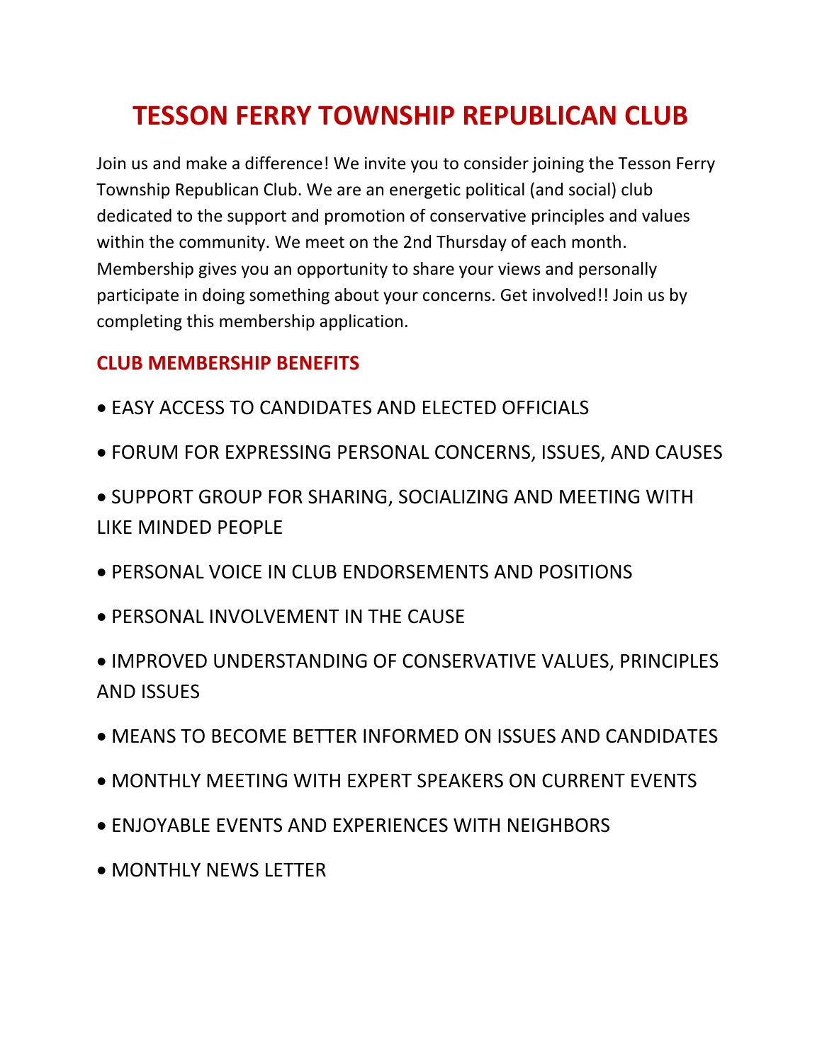# TESSON FERRY TOWNSHIP REPUBLICAN CLUB

Join us and make a difference! We invite you to consider joining the Tesson Ferry Township Republican Club. We are an energetic political (and social) club dedicated to the support and promotion of conservative principles and values within the community. We meet on the 2nd Thursday of each month. Membership gives you an opportunity to share your views and personally participate in doing something about your concerns. Get involved!! Join us by completing this membership application.

## CLUB MEMBERSHIP BENEFITS

- EASY ACCESS TO CANDIDATES AND ELECTED OFFICIALS
- FORUM FOR EXPRESSING PERSONAL CONCERNS, ISSUES, AND CAUSES
- SUPPORT GROUP FOR SHARING, SOCIALIZING AND MEETING WITH LIKE MINDED PEOPLE
- PERSONAL VOICE IN CLUB ENDORSEMENTS AND POSITIONS
- PERSONAL INVOLVEMENT IN THE CAUSE
- IMPROVED UNDERSTANDING OF CONSERVATIVE VALUES, PRINCIPLES AND ISSUES
- MEANS TO BECOME BETTER INFORMED ON ISSUES AND CANDIDATES
- MONTHLY MEETING WITH EXPERT SPEAKERS ON CURRENT EVENTS
- ENJOYABLE EVENTS AND EXPERIENCES WITH NEIGHBORS
- MONTHLY NEWS LETTER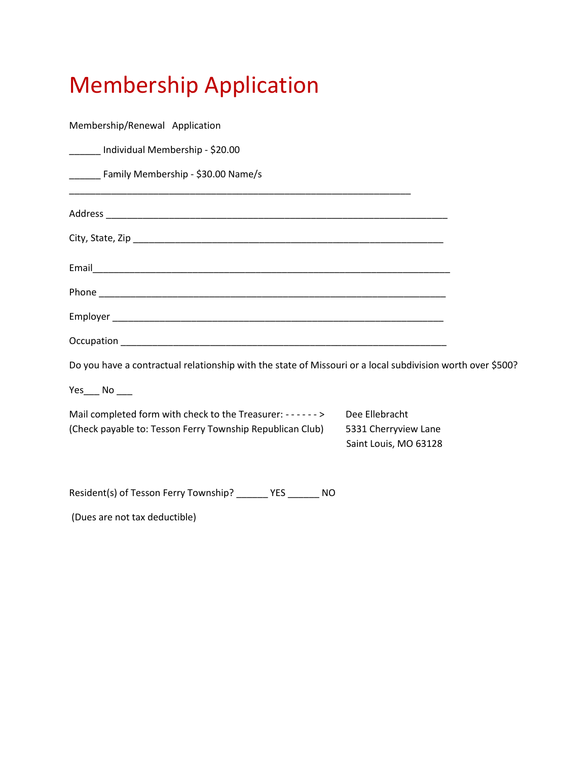# Membership Application

Membership/Renewal Application

______ Individual Membership - $20.00

______ Family Membership - $30.00 Name/s

________________________________________________________________

Address ________________________________________________________________

City, State, Zip ___________________________________________________________

Email__________________________________________________________________

Phone _________________________________________________________________

Employer _______________________________________________________________

Occupation ______________________________________________________________

Do you have a contractual relationship with the state of Missouri or a local subdivision worth over $500?

Yes___ No ___

Mail completed form with check to the Treasurer: - - - - - - >
(Check payable to: Tesson Ferry Township Republican Club)

Dee Ellebracht
5331 Cherryview Lane
Saint Louis, MO 63128

Resident(s) of Tesson Ferry Township? ______ YES ______ NO

(Dues are not tax deductible)